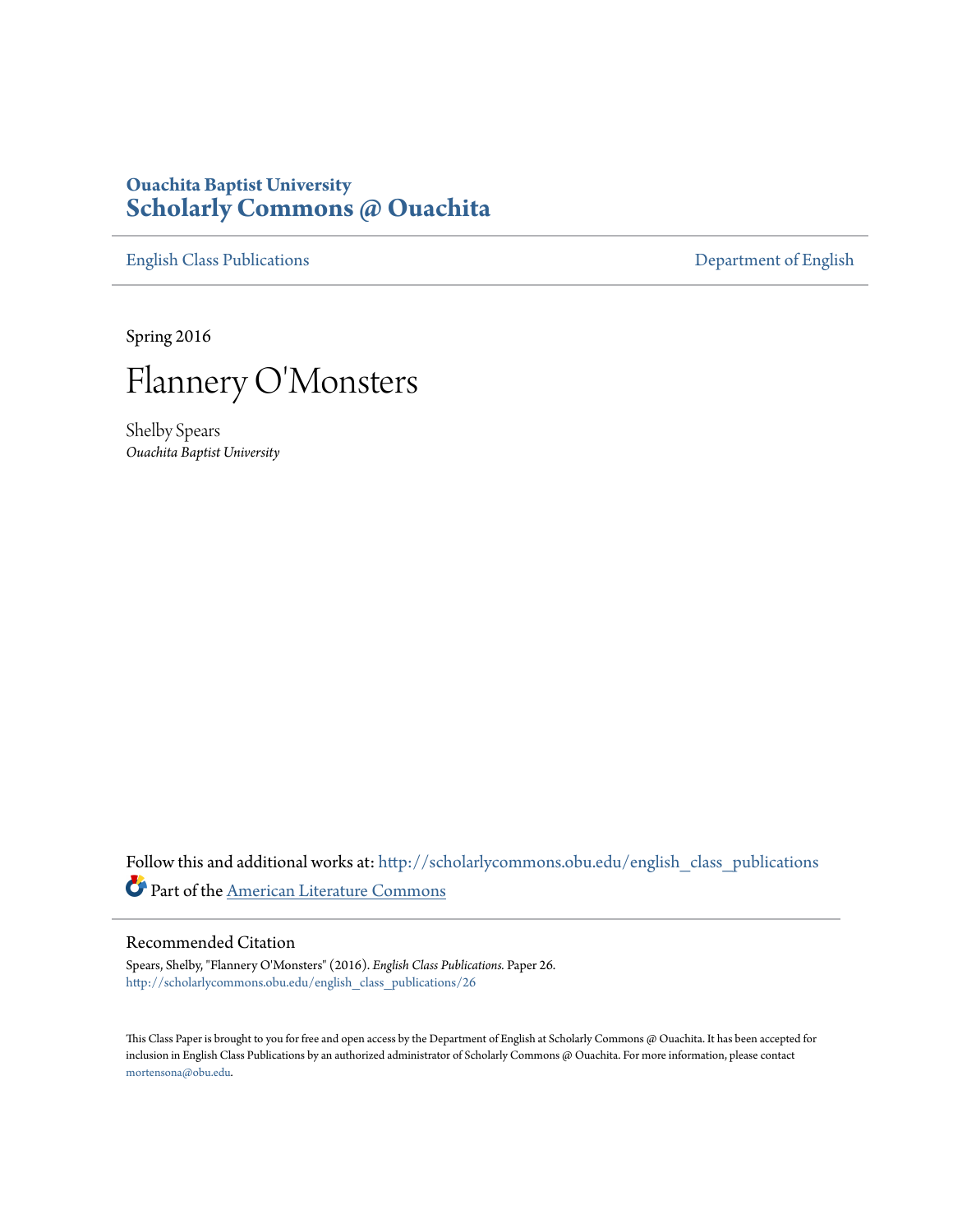# Ouachita Baptist University
# Scholarly Commons @ Ouachita

English Class Publications | Department of English

Spring 2016

# Flannery O'Monsters

Shelby Spears
*Ouachita Baptist University*

Follow this and additional works at: http://scholarlycommons.obu.edu/english_class_publications

Part of the American Literature Commons

## Recommended Citation

Spears, Shelby, "Flannery O'Monsters" (2016). *English Class Publications.* Paper 26.
http://scholarlycommons.obu.edu/english_class_publications/26

This Class Paper is brought to you for free and open access by the Department of English at Scholarly Commons @ Ouachita. It has been accepted for inclusion in English Class Publications by an authorized administrator of Scholarly Commons @ Ouachita. For more information, please contact mortensona@obu.edu.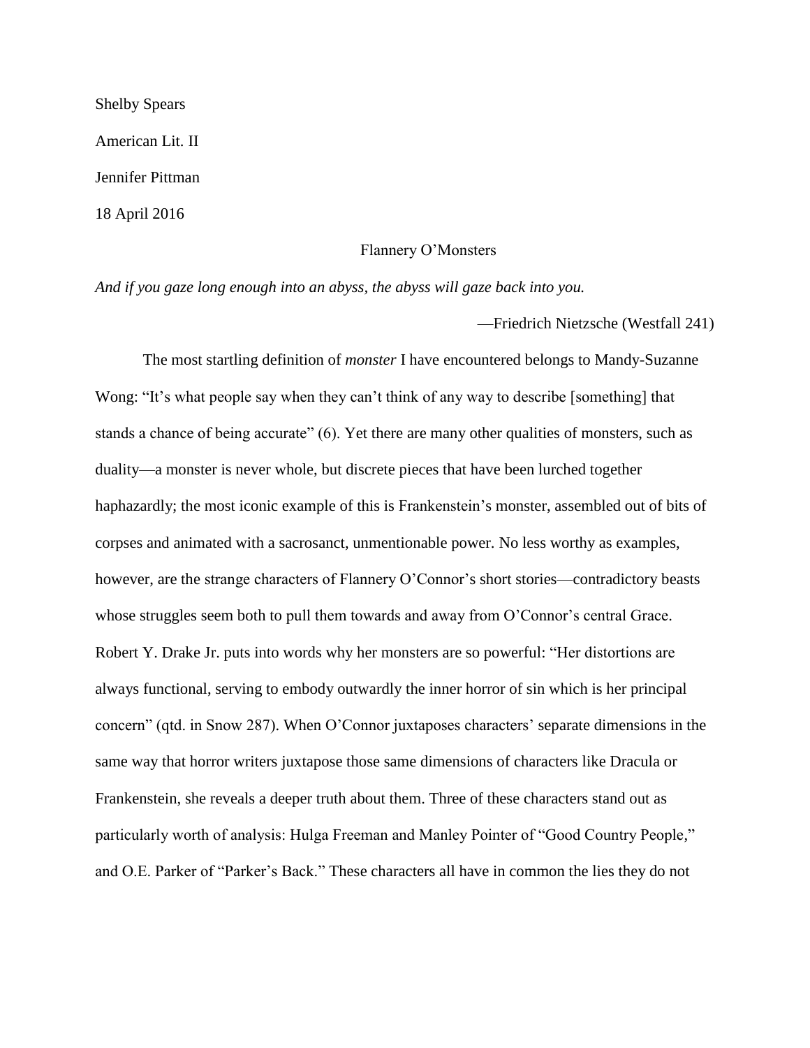Shelby Spears

American Lit. II

Jennifer Pittman

18 April 2016

# Flannery O'Monsters

*And if you gaze long enough into an abyss, the abyss will gaze back into you.*

—Friedrich Nietzsche (Westfall 241)

The most startling definition of *monster* I have encountered belongs to Mandy-Suzanne Wong: "It's what people say when they can't think of any way to describe [something] that stands a chance of being accurate" (6). Yet there are many other qualities of monsters, such as duality—a monster is never whole, but discrete pieces that have been lurched together haphazardly; the most iconic example of this is Frankenstein's monster, assembled out of bits of corpses and animated with a sacrosanct, unmentionable power. No less worthy as examples, however, are the strange characters of Flannery O'Connor's short stories—contradictory beasts whose struggles seem both to pull them towards and away from O'Connor's central Grace. Robert Y. Drake Jr. puts into words why her monsters are so powerful: "Her distortions are always functional, serving to embody outwardly the inner horror of sin which is her principal concern" (qtd. in Snow 287). When O'Connor juxtaposes characters' separate dimensions in the same way that horror writers juxtapose those same dimensions of characters like Dracula or Frankenstein, she reveals a deeper truth about them. Three of these characters stand out as particularly worth of analysis: Hulga Freeman and Manley Pointer of "Good Country People," and O.E. Parker of "Parker's Back." These characters all have in common the lies they do not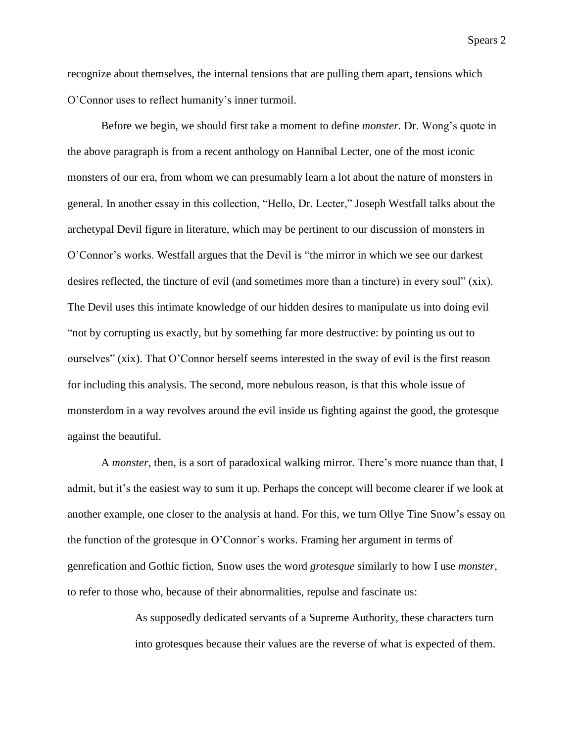recognize about themselves, the internal tensions that are pulling them apart, tensions which O'Connor uses to reflect humanity's inner turmoil.

Before we begin, we should first take a moment to define *monster.* Dr. Wong's quote in the above paragraph is from a recent anthology on Hannibal Lecter, one of the most iconic monsters of our era, from whom we can presumably learn a lot about the nature of monsters in general. In another essay in this collection, "Hello, Dr. Lecter," Joseph Westfall talks about the archetypal Devil figure in literature, which may be pertinent to our discussion of monsters in O'Connor's works. Westfall argues that the Devil is "the mirror in which we see our darkest desires reflected, the tincture of evil (and sometimes more than a tincture) in every soul" (xix). The Devil uses this intimate knowledge of our hidden desires to manipulate us into doing evil "not by corrupting us exactly, but by something far more destructive: by pointing us out to ourselves" (xix). That O'Connor herself seems interested in the sway of evil is the first reason for including this analysis. The second, more nebulous reason, is that this whole issue of monsterdom in a way revolves around the evil inside us fighting against the good, the grotesque against the beautiful.

A *monster*, then, is a sort of paradoxical walking mirror. There's more nuance than that, I admit, but it's the easiest way to sum it up. Perhaps the concept will become clearer if we look at another example, one closer to the analysis at hand. For this, we turn Ollye Tine Snow's essay on the function of the grotesque in O'Connor's works. Framing her argument in terms of genrefication and Gothic fiction, Snow uses the word *grotesque* similarly to how I use *monster*, to refer to those who, because of their abnormalities, repulse and fascinate us:

> As supposedly dedicated servants of a Supreme Authority, these characters turn into grotesques because their values are the reverse of what is expected of them.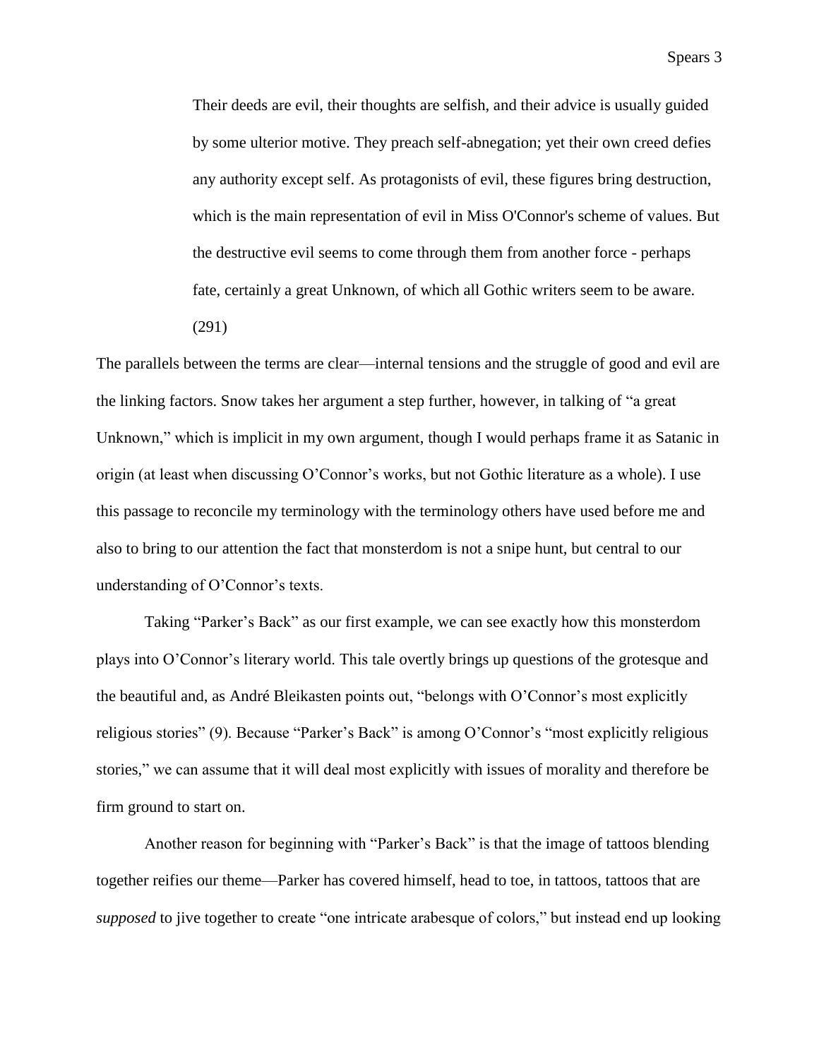> Their deeds are evil, their thoughts are selfish, and their advice is usually guided by some ulterior motive. They preach self-abnegation; yet their own creed defies any authority except self. As protagonists of evil, these figures bring destruction, which is the main representation of evil in Miss O'Connor's scheme of values. But the destructive evil seems to come through them from another force - perhaps fate, certainly a great Unknown, of which all Gothic writers seem to be aware. (291)

The parallels between the terms are clear—internal tensions and the struggle of good and evil are the linking factors. Snow takes her argument a step further, however, in talking of "a great Unknown," which is implicit in my own argument, though I would perhaps frame it as Satanic in origin (at least when discussing O'Connor's works, but not Gothic literature as a whole). I use this passage to reconcile my terminology with the terminology others have used before me and also to bring to our attention the fact that monsterdom is not a snipe hunt, but central to our understanding of O'Connor's texts.

Taking "Parker's Back" as our first example, we can see exactly how this monsterdom plays into O'Connor's literary world. This tale overtly brings up questions of the grotesque and the beautiful and, as André Bleikasten points out, "belongs with O'Connor's most explicitly religious stories" (9). Because "Parker's Back" is among O'Connor's "most explicitly religious stories," we can assume that it will deal most explicitly with issues of morality and therefore be firm ground to start on.

Another reason for beginning with "Parker's Back" is that the image of tattoos blending together reifies our theme—Parker has covered himself, head to toe, in tattoos, tattoos that are *supposed* to jive together to create "one intricate arabesque of colors," but instead end up looking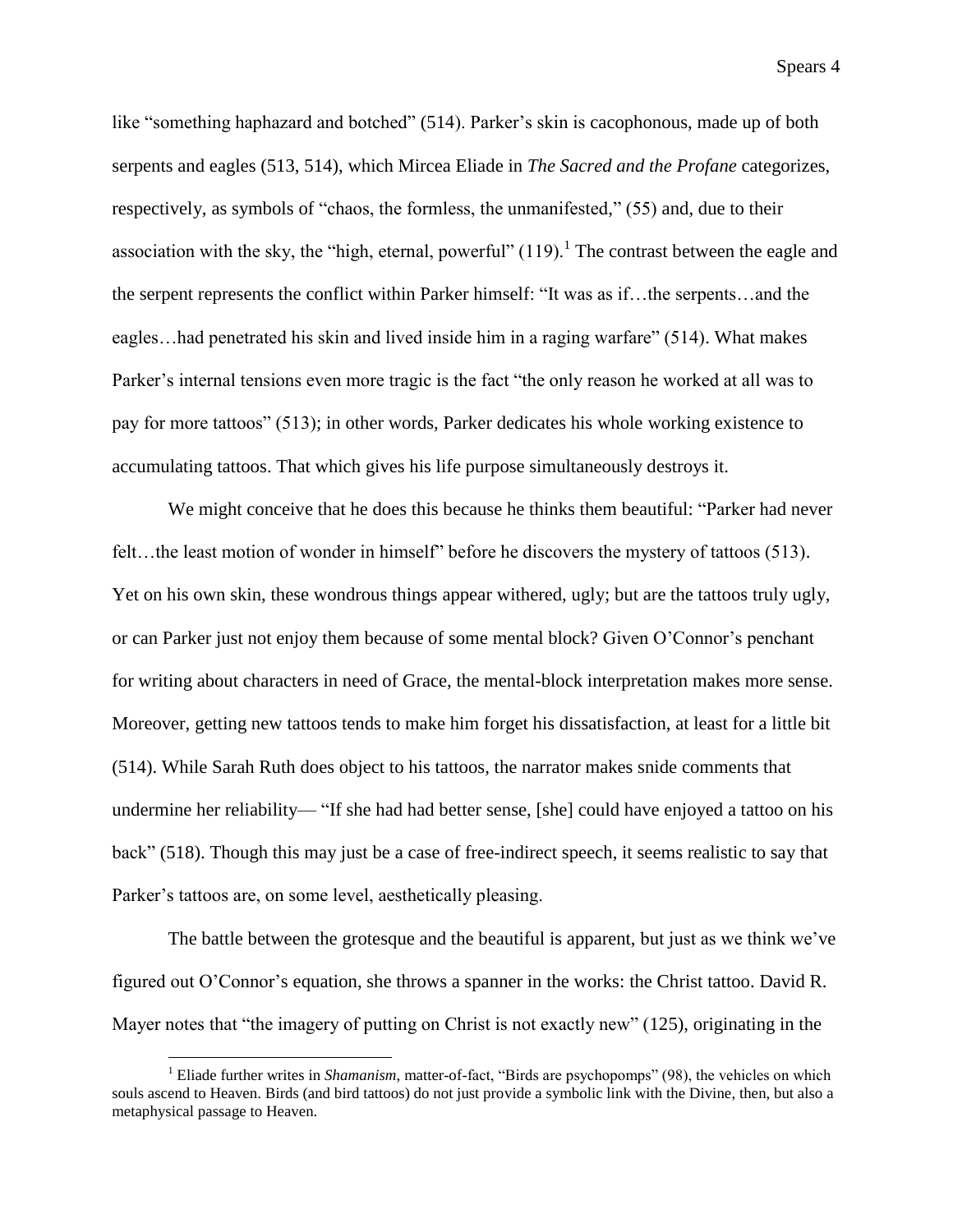like "something haphazard and botched" (514). Parker's skin is cacophonous, made up of both serpents and eagles (513, 514), which Mircea Eliade in *The Sacred and the Profane* categorizes, respectively, as symbols of "chaos, the formless, the unmanifested," (55) and, due to their association with the sky, the "high, eternal, powerful" (119).[1] The contrast between the eagle and the serpent represents the conflict within Parker himself: "It was as if…the serpents…and the eagles…had penetrated his skin and lived inside him in a raging warfare" (514). What makes Parker's internal tensions even more tragic is the fact "the only reason he worked at all was to pay for more tattoos" (513); in other words, Parker dedicates his whole working existence to accumulating tattoos. That which gives his life purpose simultaneously destroys it.

We might conceive that he does this because he thinks them beautiful: "Parker had never felt…the least motion of wonder in himself" before he discovers the mystery of tattoos (513). Yet on his own skin, these wondrous things appear withered, ugly; but are the tattoos truly ugly, or can Parker just not enjoy them because of some mental block? Given O'Connor's penchant for writing about characters in need of Grace, the mental-block interpretation makes more sense. Moreover, getting new tattoos tends to make him forget his dissatisfaction, at least for a little bit (514). While Sarah Ruth does object to his tattoos, the narrator makes snide comments that undermine her reliability— "If she had had better sense, [she] could have enjoyed a tattoo on his back" (518). Though this may just be a case of free-indirect speech, it seems realistic to say that Parker's tattoos are, on some level, aesthetically pleasing.

The battle between the grotesque and the beautiful is apparent, but just as we think we've figured out O'Connor's equation, she throws a spanner in the works: the Christ tattoo. David R. Mayer notes that "the imagery of putting on Christ is not exactly new" (125), originating in the

[1] Eliade further writes in *Shamanism*, matter-of-fact, "Birds are psychopomps" (98), the vehicles on which souls ascend to Heaven. Birds (and bird tattoos) do not just provide a symbolic link with the Divine, then, but also a metaphysical passage to Heaven.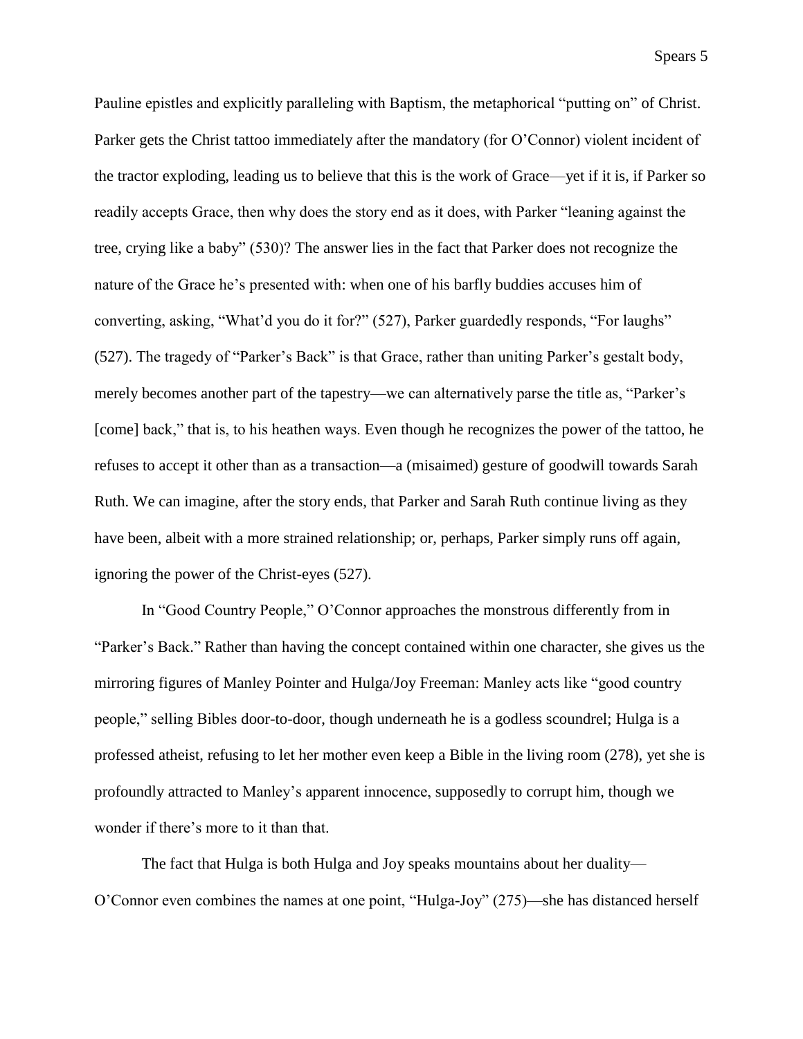Pauline epistles and explicitly paralleling with Baptism, the metaphorical "putting on" of Christ. Parker gets the Christ tattoo immediately after the mandatory (for O'Connor) violent incident of the tractor exploding, leading us to believe that this is the work of Grace—yet if it is, if Parker so readily accepts Grace, then why does the story end as it does, with Parker "leaning against the tree, crying like a baby" (530)? The answer lies in the fact that Parker does not recognize the nature of the Grace he's presented with: when one of his barfly buddies accuses him of converting, asking, "What'd you do it for?" (527), Parker guardedly responds, "For laughs" (527). The tragedy of "Parker's Back" is that Grace, rather than uniting Parker's gestalt body, merely becomes another part of the tapestry—we can alternatively parse the title as, "Parker's [come] back," that is, to his heathen ways. Even though he recognizes the power of the tattoo, he refuses to accept it other than as a transaction—a (misaimed) gesture of goodwill towards Sarah Ruth. We can imagine, after the story ends, that Parker and Sarah Ruth continue living as they have been, albeit with a more strained relationship; or, perhaps, Parker simply runs off again, ignoring the power of the Christ-eyes (527).

In "Good Country People," O'Connor approaches the monstrous differently from in "Parker's Back." Rather than having the concept contained within one character, she gives us the mirroring figures of Manley Pointer and Hulga/Joy Freeman: Manley acts like "good country people," selling Bibles door-to-door, though underneath he is a godless scoundrel; Hulga is a professed atheist, refusing to let her mother even keep a Bible in the living room (278), yet she is profoundly attracted to Manley's apparent innocence, supposedly to corrupt him, though we wonder if there's more to it than that.

The fact that Hulga is both Hulga and Joy speaks mountains about her duality—O'Connor even combines the names at one point, "Hulga-Joy" (275)—she has distanced herself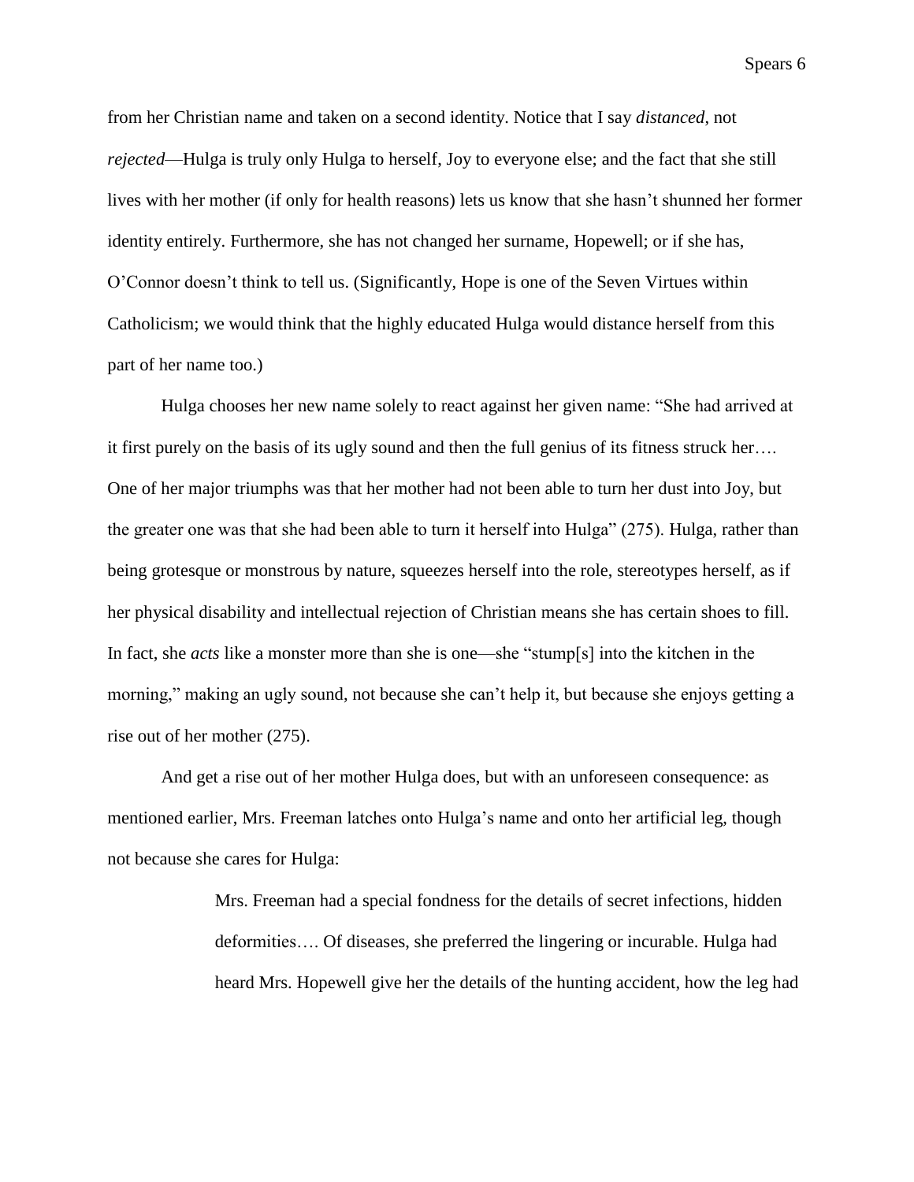from her Christian name and taken on a second identity. Notice that I say *distanced*, not *rejected*—Hulga is truly only Hulga to herself, Joy to everyone else; and the fact that she still lives with her mother (if only for health reasons) lets us know that she hasn't shunned her former identity entirely. Furthermore, she has not changed her surname, Hopewell; or if she has, O'Connor doesn't think to tell us. (Significantly, Hope is one of the Seven Virtues within Catholicism; we would think that the highly educated Hulga would distance herself from this part of her name too.)

Hulga chooses her new name solely to react against her given name: "She had arrived at it first purely on the basis of its ugly sound and then the full genius of its fitness struck her…. One of her major triumphs was that her mother had not been able to turn her dust into Joy, but the greater one was that she had been able to turn it herself into Hulga" (275). Hulga, rather than being grotesque or monstrous by nature, squeezes herself into the role, stereotypes herself, as if her physical disability and intellectual rejection of Christian means she has certain shoes to fill. In fact, she *acts* like a monster more than she is one—she "stump[s] into the kitchen in the morning," making an ugly sound, not because she can't help it, but because she enjoys getting a rise out of her mother (275).

And get a rise out of her mother Hulga does, but with an unforeseen consequence: as mentioned earlier, Mrs. Freeman latches onto Hulga's name and onto her artificial leg, though not because she cares for Hulga:

> Mrs. Freeman had a special fondness for the details of secret infections, hidden deformities…. Of diseases, she preferred the lingering or incurable. Hulga had heard Mrs. Hopewell give her the details of the hunting accident, how the leg had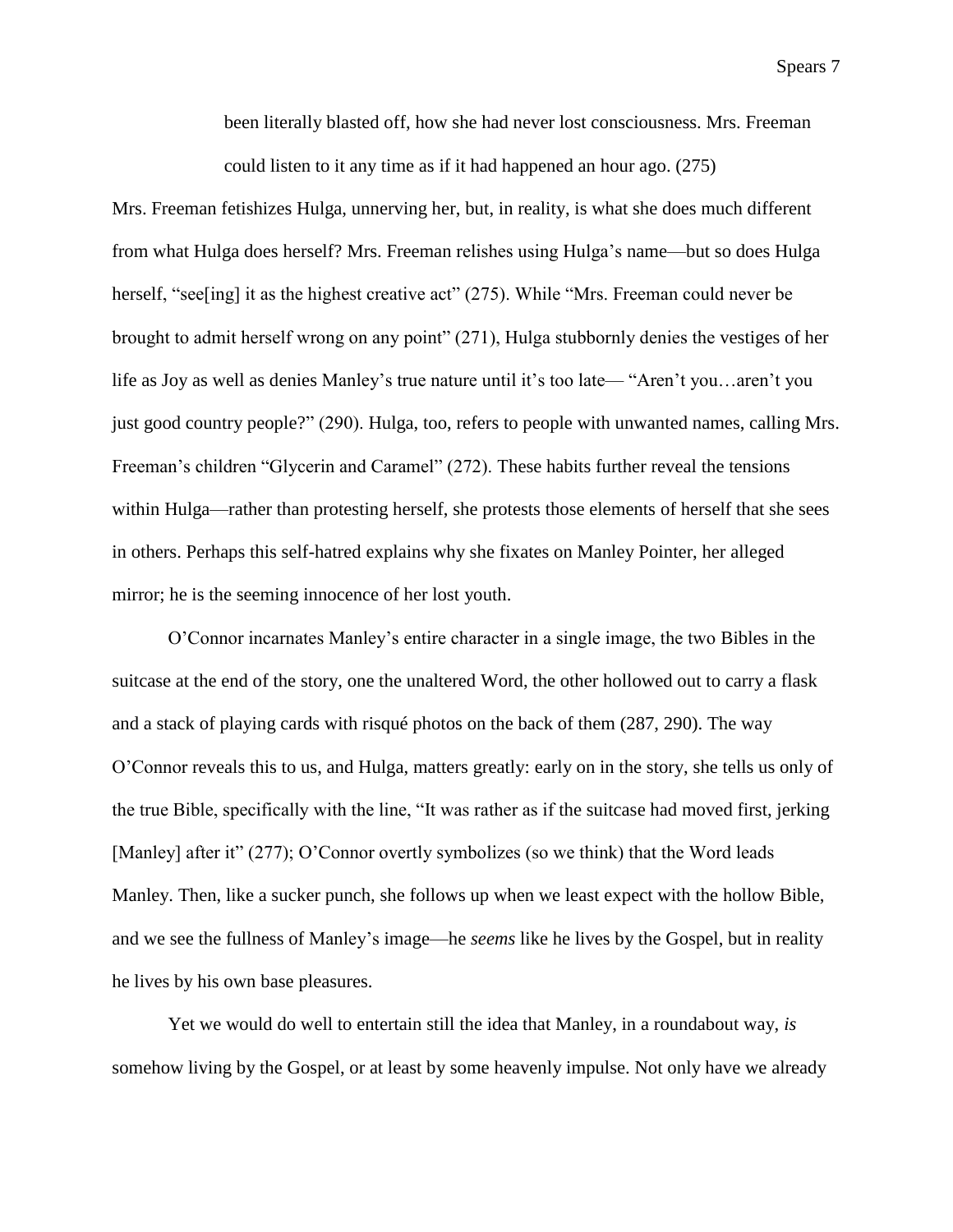> been literally blasted off, how she had never lost consciousness. Mrs. Freeman could listen to it any time as if it had happened an hour ago. (275)

Mrs. Freeman fetishizes Hulga, unnerving her, but, in reality, is what she does much different from what Hulga does herself? Mrs. Freeman relishes using Hulga's name—but so does Hulga herself, "see[ing] it as the highest creative act" (275). While "Mrs. Freeman could never be brought to admit herself wrong on any point" (271), Hulga stubbornly denies the vestiges of her life as Joy as well as denies Manley's true nature until it's too late— "Aren't you…aren't you just good country people?" (290). Hulga, too, refers to people with unwanted names, calling Mrs. Freeman's children "Glycerin and Caramel" (272). These habits further reveal the tensions within Hulga—rather than protesting herself, she protests those elements of herself that she sees in others. Perhaps this self-hatred explains why she fixates on Manley Pointer, her alleged mirror; he is the seeming innocence of her lost youth.

O'Connor incarnates Manley's entire character in a single image, the two Bibles in the suitcase at the end of the story, one the unaltered Word, the other hollowed out to carry a flask and a stack of playing cards with risqué photos on the back of them (287, 290). The way O'Connor reveals this to us, and Hulga, matters greatly: early on in the story, she tells us only of the true Bible, specifically with the line, "It was rather as if the suitcase had moved first, jerking [Manley] after it" (277); O'Connor overtly symbolizes (so we think) that the Word leads Manley. Then, like a sucker punch, she follows up when we least expect with the hollow Bible, and we see the fullness of Manley's image—he *seems* like he lives by the Gospel, but in reality he lives by his own base pleasures.

Yet we would do well to entertain still the idea that Manley, in a roundabout way, *is* somehow living by the Gospel, or at least by some heavenly impulse. Not only have we already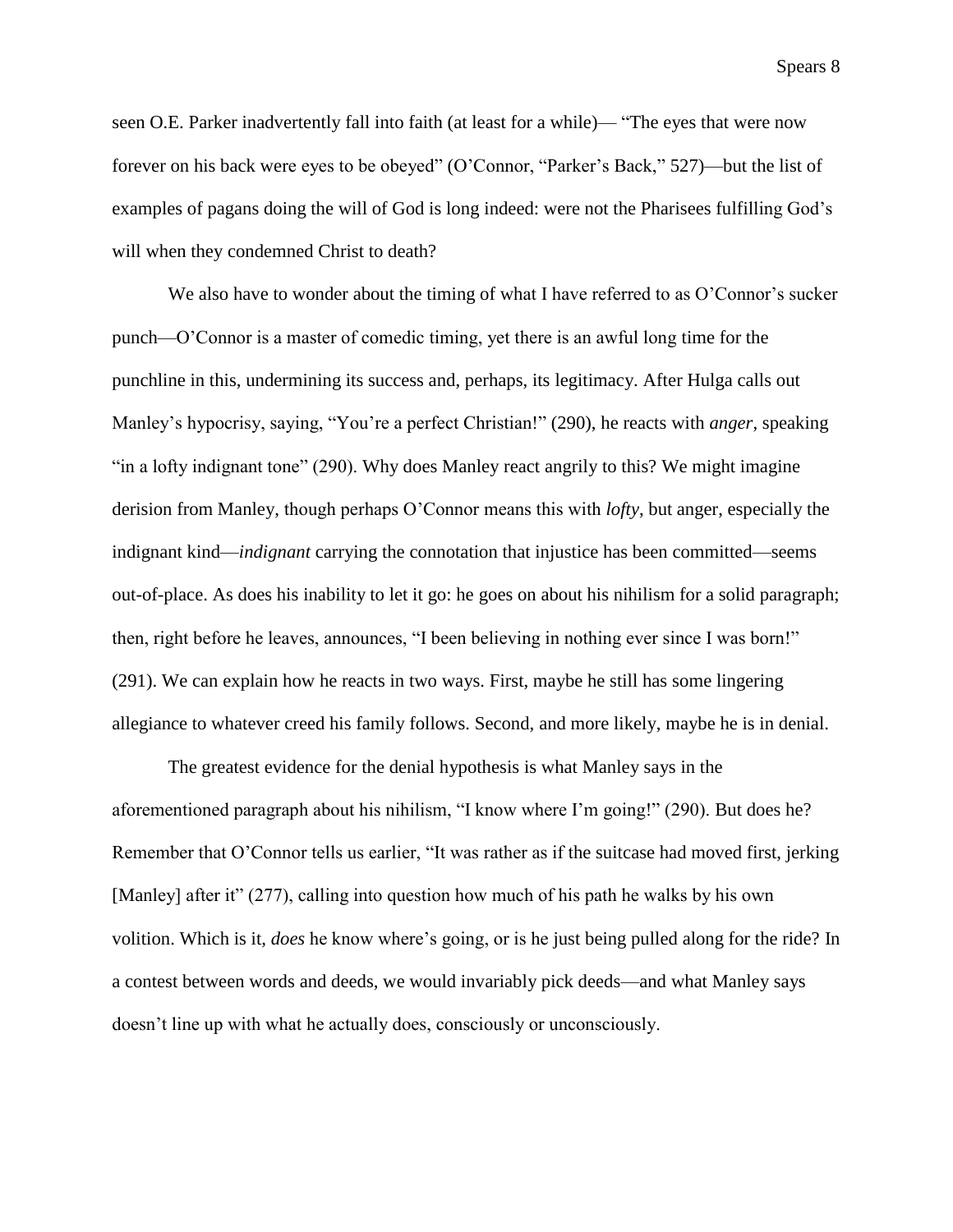seen O.E. Parker inadvertently fall into faith (at least for a while)— "The eyes that were now forever on his back were eyes to be obeyed" (O'Connor, "Parker's Back," 527)—but the list of examples of pagans doing the will of God is long indeed: were not the Pharisees fulfilling God's will when they condemned Christ to death?

We also have to wonder about the timing of what I have referred to as O'Connor's sucker punch—O'Connor is a master of comedic timing, yet there is an awful long time for the punchline in this, undermining its success and, perhaps, its legitimacy. After Hulga calls out Manley's hypocrisy, saying, "You're a perfect Christian!" (290), he reacts with *anger,* speaking "in a lofty indignant tone" (290). Why does Manley react angrily to this? We might imagine derision from Manley, though perhaps O'Connor means this with *lofty*, but anger, especially the indignant kind—*indignant* carrying the connotation that injustice has been committed—seems out-of-place. As does his inability to let it go: he goes on about his nihilism for a solid paragraph; then, right before he leaves, announces, "I been believing in nothing ever since I was born!" (291). We can explain how he reacts in two ways. First, maybe he still has some lingering allegiance to whatever creed his family follows. Second, and more likely, maybe he is in denial.

The greatest evidence for the denial hypothesis is what Manley says in the aforementioned paragraph about his nihilism, "I know where I'm going!" (290). But does he? Remember that O'Connor tells us earlier, "It was rather as if the suitcase had moved first, jerking [Manley] after it" (277), calling into question how much of his path he walks by his own volition. Which is it, *does* he know where's going, or is he just being pulled along for the ride? In a contest between words and deeds, we would invariably pick deeds—and what Manley says doesn't line up with what he actually does, consciously or unconsciously.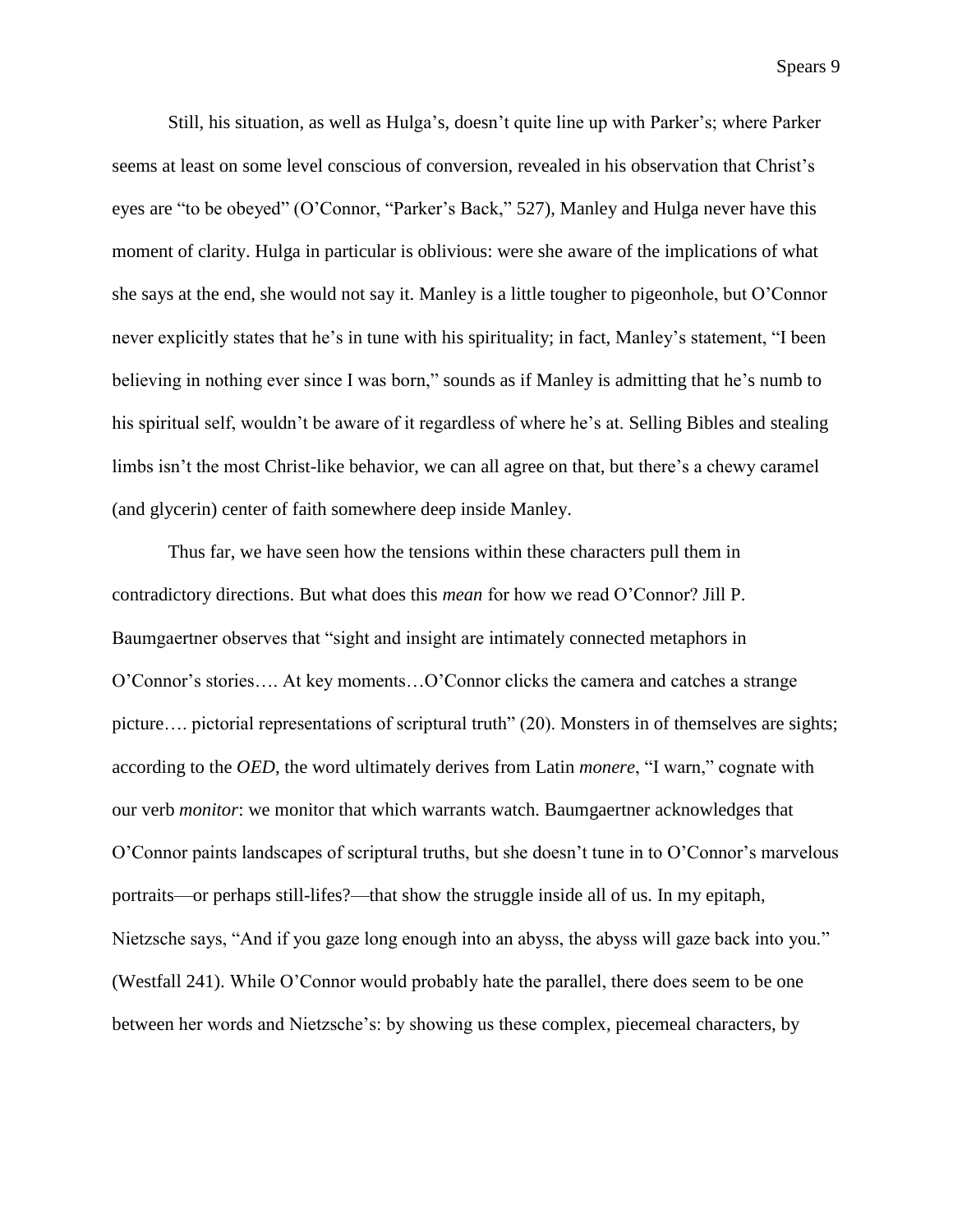Still, his situation, as well as Hulga's, doesn't quite line up with Parker's; where Parker seems at least on some level conscious of conversion, revealed in his observation that Christ's eyes are "to be obeyed" (O'Connor, "Parker's Back," 527), Manley and Hulga never have this moment of clarity. Hulga in particular is oblivious: were she aware of the implications of what she says at the end, she would not say it. Manley is a little tougher to pigeonhole, but O'Connor never explicitly states that he's in tune with his spirituality; in fact, Manley's statement, "I been believing in nothing ever since I was born," sounds as if Manley is admitting that he's numb to his spiritual self, wouldn't be aware of it regardless of where he's at. Selling Bibles and stealing limbs isn't the most Christ-like behavior, we can all agree on that, but there's a chewy caramel (and glycerin) center of faith somewhere deep inside Manley.

Thus far, we have seen how the tensions within these characters pull them in contradictory directions. But what does this *mean* for how we read O'Connor? Jill P. Baumgaertner observes that "sight and insight are intimately connected metaphors in O'Connor's stories…. At key moments…O'Connor clicks the camera and catches a strange picture…. pictorial representations of scriptural truth" (20). Monsters in of themselves are sights; according to the *OED*, the word ultimately derives from Latin *monere*, "I warn," cognate with our verb *monitor*: we monitor that which warrants watch. Baumgaertner acknowledges that O'Connor paints landscapes of scriptural truths, but she doesn't tune in to O'Connor's marvelous portraits—or perhaps still-lifes?—that show the struggle inside all of us. In my epitaph, Nietzsche says, "And if you gaze long enough into an abyss, the abyss will gaze back into you." (Westfall 241). While O'Connor would probably hate the parallel, there does seem to be one between her words and Nietzsche's: by showing us these complex, piecemeal characters, by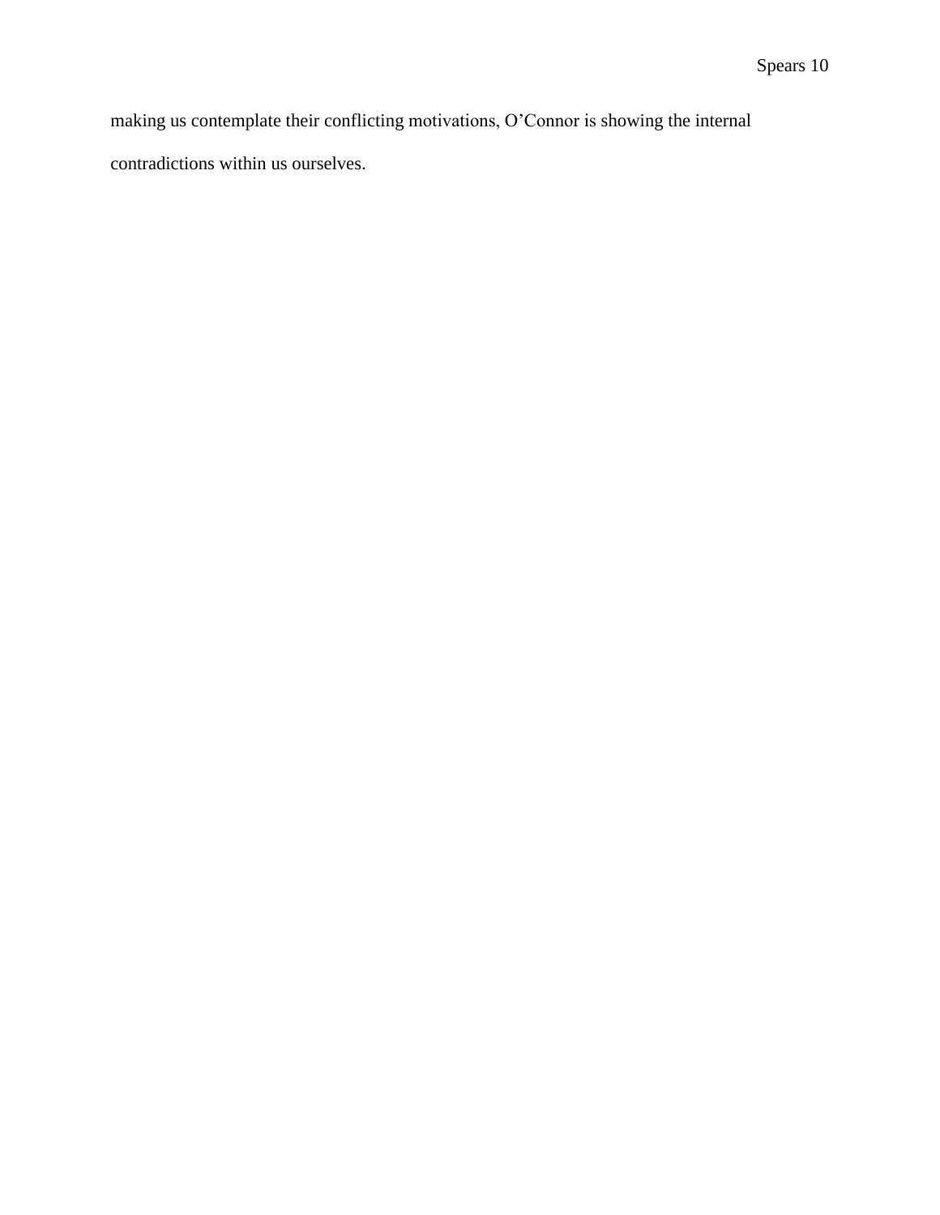making us contemplate their conflicting motivations, O’Connor is showing the internal contradictions within us ourselves.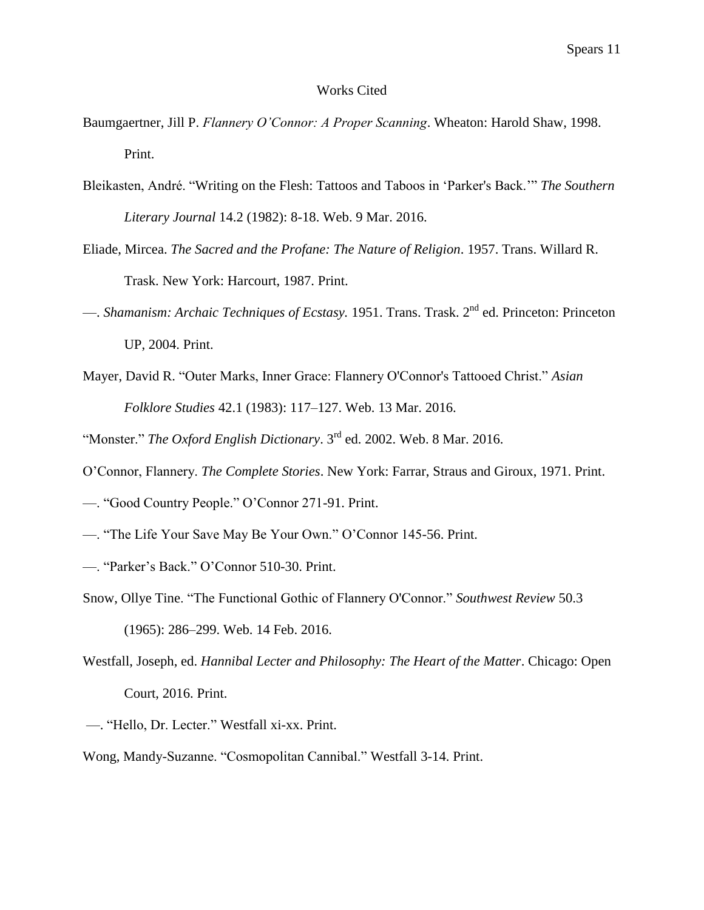# Works Cited

Baumgaertner, Jill P. *Flannery O'Connor: A Proper Scanning*. Wheaton: Harold Shaw, 1998. Print.

Bleikasten, André. "Writing on the Flesh: Tattoos and Taboos in 'Parker's Back.'" *The Southern Literary Journal* 14.2 (1982): 8-18. Web. 9 Mar. 2016.

Eliade, Mircea. *The Sacred and the Profane: The Nature of Religion*. 1957. Trans. Willard R. Trask. New York: Harcourt, 1987. Print.

—. *Shamanism: Archaic Techniques of Ecstasy.* 1951. Trans. Trask. 2nd ed. Princeton: Princeton UP, 2004. Print.

Mayer, David R. "Outer Marks, Inner Grace: Flannery O'Connor's Tattooed Christ." *Asian Folklore Studies* 42.1 (1983): 117–127. Web. 13 Mar. 2016.

"Monster." *The Oxford English Dictionary*. 3rd ed. 2002. Web. 8 Mar. 2016.

O'Connor, Flannery. *The Complete Stories*. New York: Farrar, Straus and Giroux, 1971. Print.

—. "Good Country People." O'Connor 271-91. Print.

—. "The Life Your Save May Be Your Own." O'Connor 145-56. Print.

—. "Parker's Back." O'Connor 510-30. Print.

Snow, Ollye Tine. "The Functional Gothic of Flannery O'Connor." *Southwest Review* 50.3 (1965): 286–299. Web. 14 Feb. 2016.

Westfall, Joseph, ed. *Hannibal Lecter and Philosophy: The Heart of the Matter*. Chicago: Open Court, 2016. Print.

—. "Hello, Dr. Lecter." Westfall xi-xx. Print.

Wong, Mandy-Suzanne. "Cosmopolitan Cannibal." Westfall 3-14. Print.